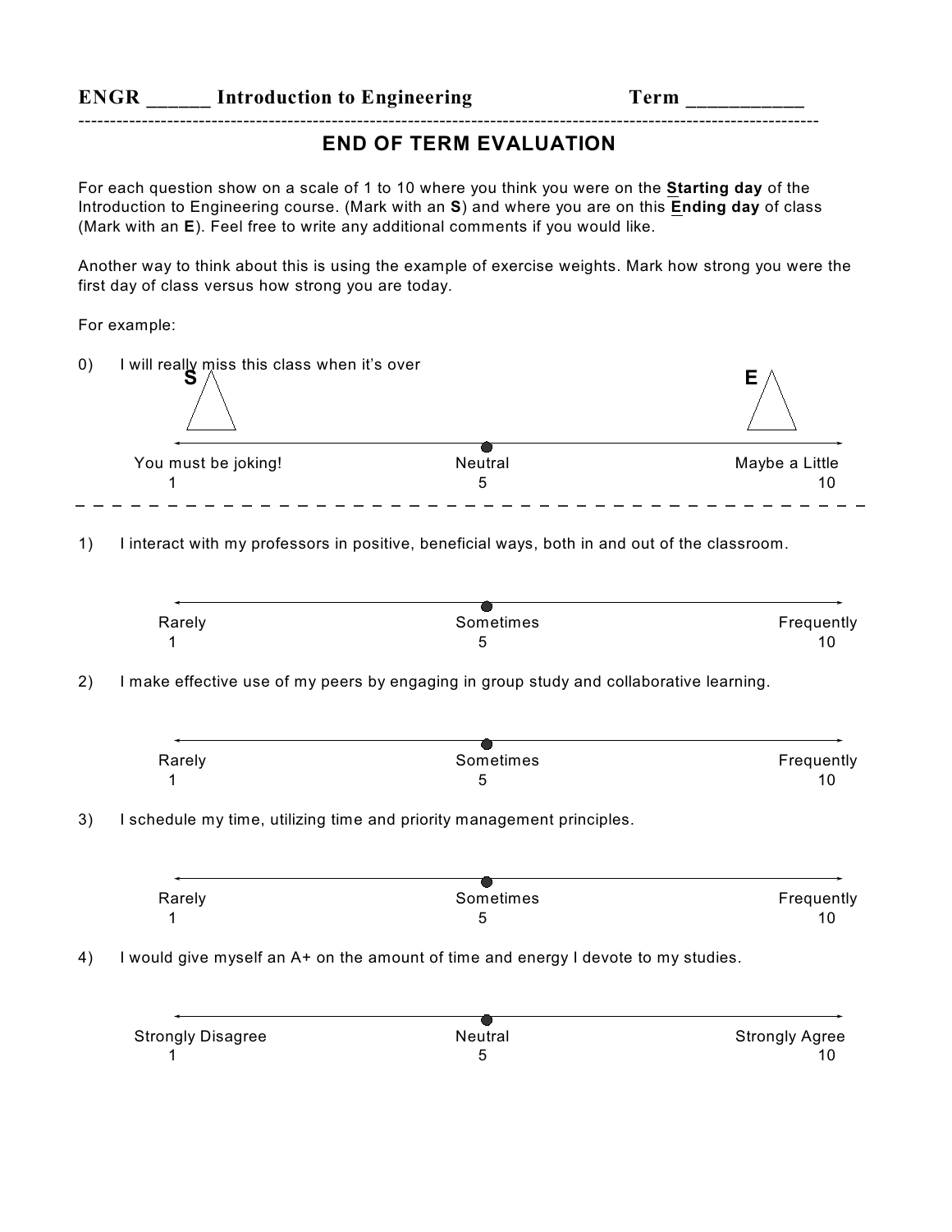**ENGR ______ Introduction to Engineering** **Term ___________**

---

## END OF TERM EVALUATION

For each question show on a scale of 1 to 10 where you think you were on the **Starting day** of the Introduction to Engineering course. (Mark with an **S**) and where you are on this **Ending day** of class (Mark with an **E**). Feel free to write any additional comments if you would like.

Another way to think about this is using the example of exercise weights. Mark how strong you were the first day of class versus how strong you are today.

For example:

0) I will really miss this class when it's over

| S | | E |
|---|---|---|
| You must be joking!<br>1 | Neutral<br>5 | Maybe a Little<br>10 |

---

1) I interact with my professors in positive, beneficial ways, both in and out of the classroom.

| Rarely<br>1 | Sometimes<br>5 | Frequently<br>10 |
|---|---|---|

2) I make effective use of my peers by engaging in group study and collaborative learning.

| Rarely<br>1 | Sometimes<br>5 | Frequently<br>10 |
|---|---|---|

3) I schedule my time, utilizing time and priority management principles.

| Rarely<br>1 | Sometimes<br>5 | Frequently<br>10 |
|---|---|---|

4) I would give myself an A+ on the amount of time and energy I devote to my studies.

| Strongly Disagree<br>1 | Neutral<br>5 | Strongly Agree<br>10 |
|---|---|---|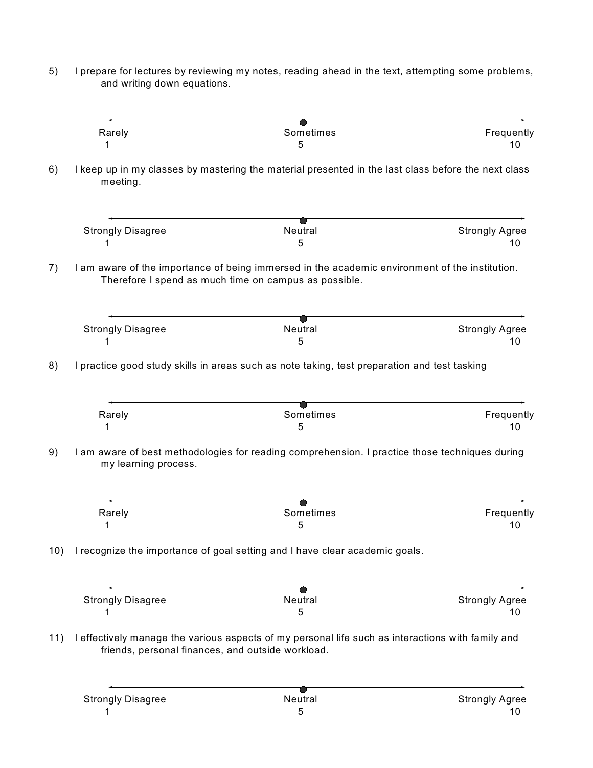5) I prepare for lectures by reviewing my notes, reading ahead in the text, attempting some problems, and writing down equations.

| Rarely | Sometimes | Frequently |
|---|---|---|
| 1 | 5 | 10 |

6) I keep up in my classes by mastering the material presented in the last class before the next class meeting.

| Strongly Disagree | Neutral | Strongly Agree |
|---|---|---|
| 1 | 5 | 10 |

7) I am aware of the importance of being immersed in the academic environment of the institution. Therefore I spend as much time on campus as possible.

| Strongly Disagree | Neutral | Strongly Agree |
|---|---|---|
| 1 | 5 | 10 |

8) I practice good study skills in areas such as note taking, test preparation and test tasking

| Rarely | Sometimes | Frequently |
|---|---|---|
| 1 | 5 | 10 |

9) I am aware of best methodologies for reading comprehension. I practice those techniques during my learning process.

| Rarely | Sometimes | Frequently |
|---|---|---|
| 1 | 5 | 10 |

10) I recognize the importance of goal setting and I have clear academic goals.

| Strongly Disagree | Neutral | Strongly Agree |
|---|---|---|
| 1 | 5 | 10 |

11) I effectively manage the various aspects of my personal life such as interactions with family and friends, personal finances, and outside workload.

| Strongly Disagree | Neutral | Strongly Agree |
|---|---|---|
| 1 | 5 | 10 |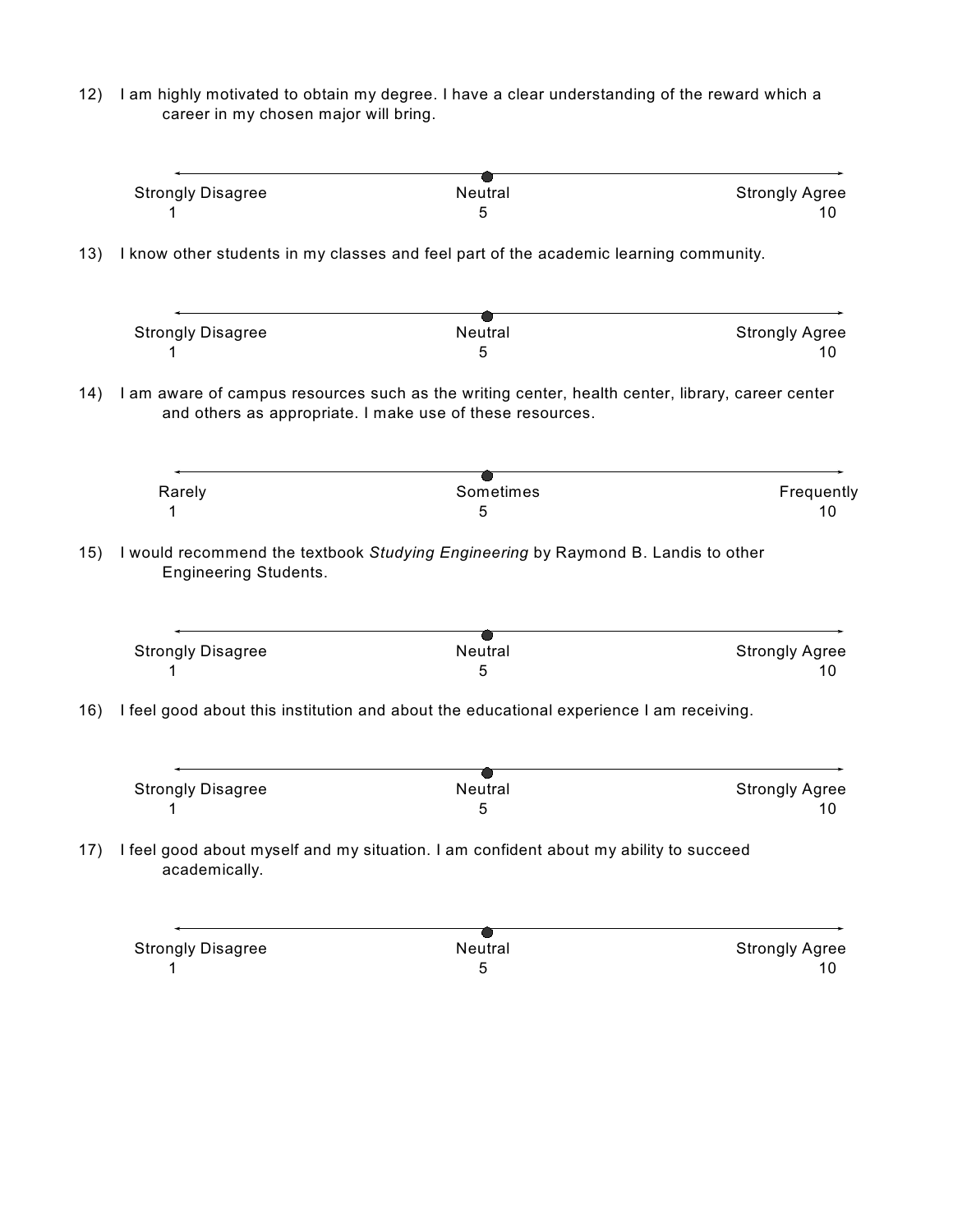12) I am highly motivated to obtain my degree. I have a clear understanding of the reward which a career in my chosen major will bring.

Strongly Disagree — Neutral — Strongly Agree
1 — 5 — 10

13) I know other students in my classes and feel part of the academic learning community.

Strongly Disagree — Neutral — Strongly Agree
1 — 5 — 10

14) I am aware of campus resources such as the writing center, health center, library, career center and others as appropriate. I make use of these resources.

Rarely — Sometimes — Frequently
1 — 5 — 10

15) I would recommend the textbook *Studying Engineering* by Raymond B. Landis to other Engineering Students.

Strongly Disagree — Neutral — Strongly Agree
1 — 5 — 10

16) I feel good about this institution and about the educational experience I am receiving.

Strongly Disagree — Neutral — Strongly Agree
1 — 5 — 10

17) I feel good about myself and my situation. I am confident about my ability to succeed academically.

Strongly Disagree — Neutral — Strongly Agree
1 — 5 — 10